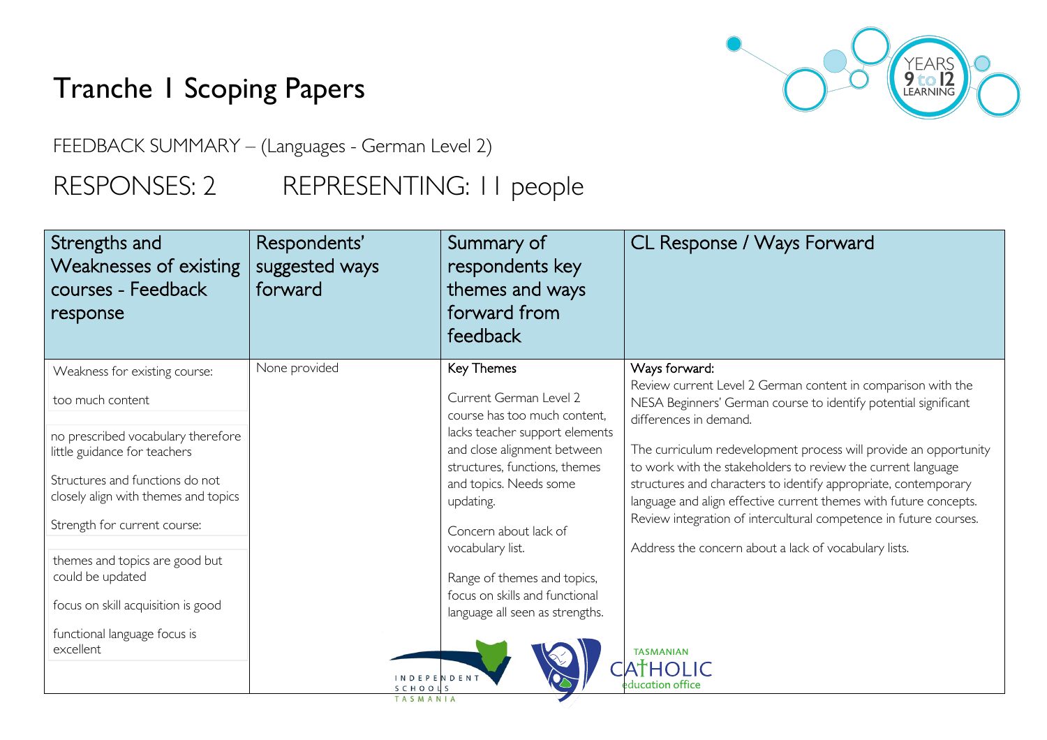# Tranche 1 Scoping Papers

FEEDBACK SUMMARY – (Languages - German Level 2)

RESPONSES: 2 REPRESENTING: 11 people

| Strengths and Weaknesses of existing courses - Feedback response | Respondents' suggested ways forward | Summary of respondents key themes and ways forward from feedback | CL Response / Ways Forward |
|---|---|---|---|
| Weakness for existing course:<br><br>too much content<br><br>no prescribed vocabulary therefore little guidance for teachers<br><br>Structures and functions do not closely align with themes and topics<br><br>Strength for current course:<br><br>themes and topics are good but could be updated<br><br>focus on skill acquisition is good<br><br>functional language focus is excellent | None provided | Key Themes<br><br>Current German Level 2 course has too much content, lacks teacher support elements and close alignment between structures, functions, themes and topics. Needs some updating.<br><br>Concern about lack of vocabulary list.<br><br>Range of themes and topics, focus on skills and functional language all seen as strengths. | Ways forward:<br>Review current Level 2 German content in comparison with the NESA Beginners' German course to identify potential significant differences in demand.<br><br>The curriculum redevelopment process will provide an opportunity to work with the stakeholders to review the current language structures and characters to identify appropriate, contemporary language and align effective current themes with future concepts. Review integration of intercultural competence in future courses.<br><br>Address the concern about a lack of vocabulary lists. |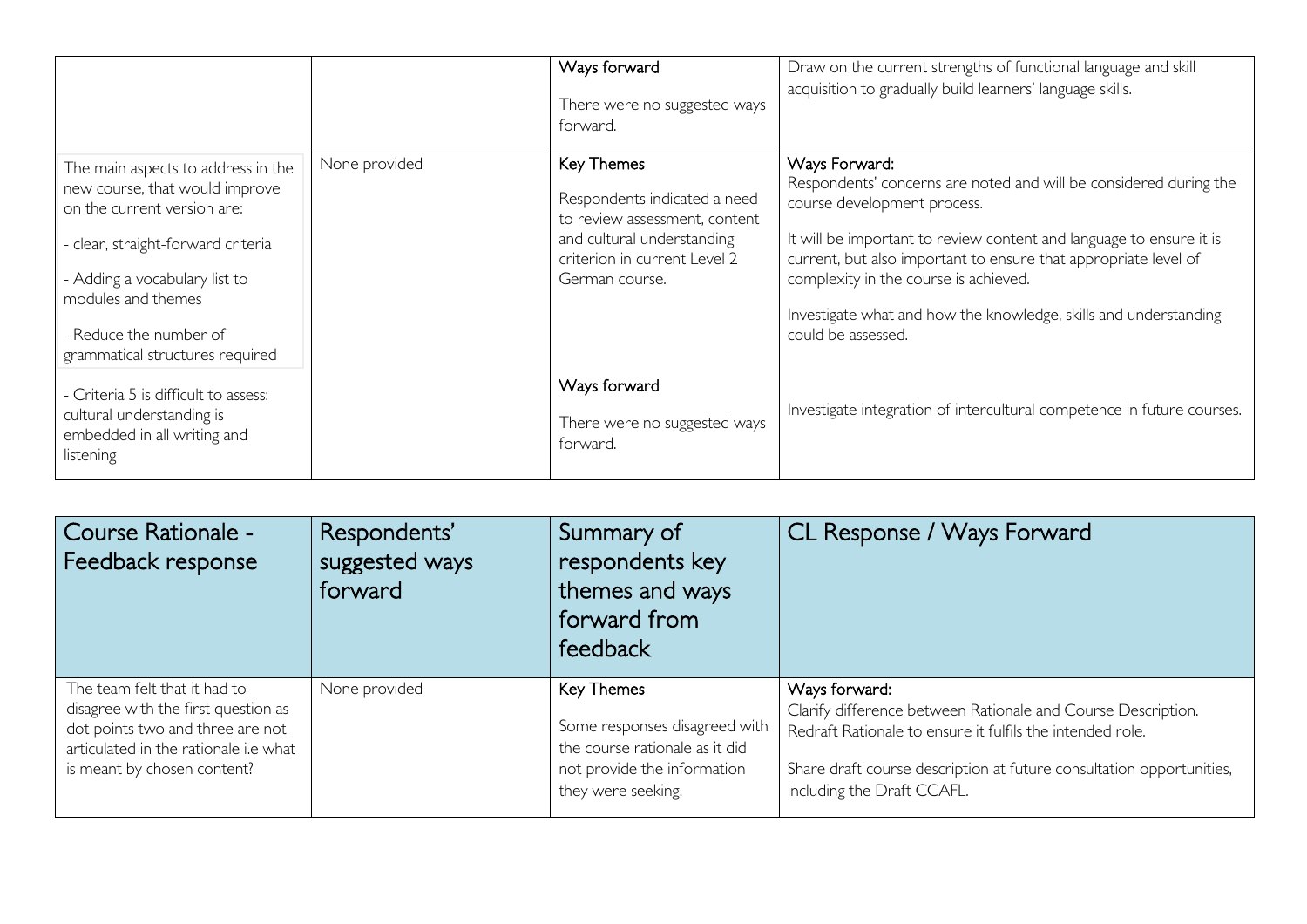| | | | |
|---|---|---|---|
| | | Ways forward<br><br>There were no suggested ways forward. | Draw on the current strengths of functional language and skill acquisition to gradually build learners' language skills. |
| The main aspects to address in the new course, that would improve on the current version are:<br><br>- clear, straight-forward criteria<br><br>- Adding a vocabulary list to modules and themes<br><br>- Reduce the number of grammatical structures required<br><br>- Criteria 5 is difficult to assess: cultural understanding is embedded in all writing and listening | None provided | Key Themes<br><br>Respondents indicated a need to review assessment, content and cultural understanding criterion in current Level 2 German course.<br><br>Ways forward<br><br>There were no suggested ways forward. | Ways Forward:<br>Respondents' concerns are noted and will be considered during the course development process.<br><br>It will be important to review content and language to ensure it is current, but also important to ensure that appropriate level of complexity in the course is achieved.<br><br>Investigate what and how the knowledge, skills and understanding could be assessed.<br><br>Investigate integration of intercultural competence in future courses. |

| Course Rationale - Feedback response | Respondents' suggested ways forward | Summary of respondents key themes and ways forward from feedback | CL Response / Ways Forward |
|---|---|---|---|
| The team felt that it had to disagree with the first question as dot points two and three are not articulated in the rationale i.e what is meant by chosen content? | None provided | Key Themes<br><br>Some responses disagreed with the course rationale as it did not provide the information they were seeking. | Ways forward:<br>Clarify difference between Rationale and Course Description. Redraft Rationale to ensure it fulfils the intended role.<br><br>Share draft course description at future consultation opportunities, including the Draft CCAFL. |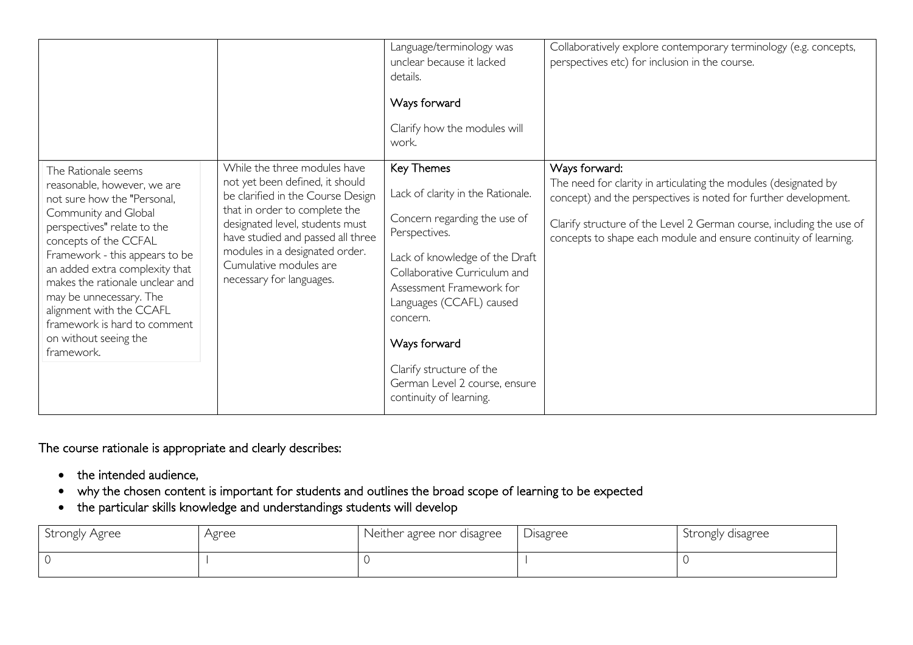| | | | |
|---|---|---|---|
| | | Language/terminology was unclear because it lacked details.<br><br>Ways forward<br><br>Clarify how the modules will work. | Collaboratively explore contemporary terminology (e.g. concepts, perspectives etc) for inclusion in the course. |
| The Rationale seems reasonable, however, we are not sure how the "Personal, Community and Global perspectives" relate to the concepts of the CCFAL Framework - this appears to be an added extra complexity that makes the rationale unclear and may be unnecessary. The alignment with the CCAFL framework is hard to comment on without seeing the framework. | While the three modules have not yet been defined, it should be clarified in the Course Design that in order to complete the designated level, students must have studied and passed all three modules in a designated order. Cumulative modules are necessary for languages. | Key Themes<br><br>Lack of clarity in the Rationale.<br><br>Concern regarding the use of Perspectives.<br><br>Lack of knowledge of the Draft Collaborative Curriculum and Assessment Framework for Languages (CCAFL) caused concern.<br><br>Ways forward<br><br>Clarify structure of the German Level 2 course, ensure continuity of learning. | Ways forward:<br>The need for clarity in articulating the modules (designated by concept) and the perspectives is noted for further development.<br><br>Clarify structure of the Level 2 German course, including the use of concepts to shape each module and ensure continuity of learning. |

The course rationale is appropriate and clearly describes:

- the intended audience,
- why the chosen content is important for students and outlines the broad scope of learning to be expected
- the particular skills knowledge and understandings students will develop

| Strongly Agree | Agree | Neither agree nor disagree | Disagree | Strongly disagree |
|---|---|---|---|---|
| 0 | 1 | 0 | 1 | 0 |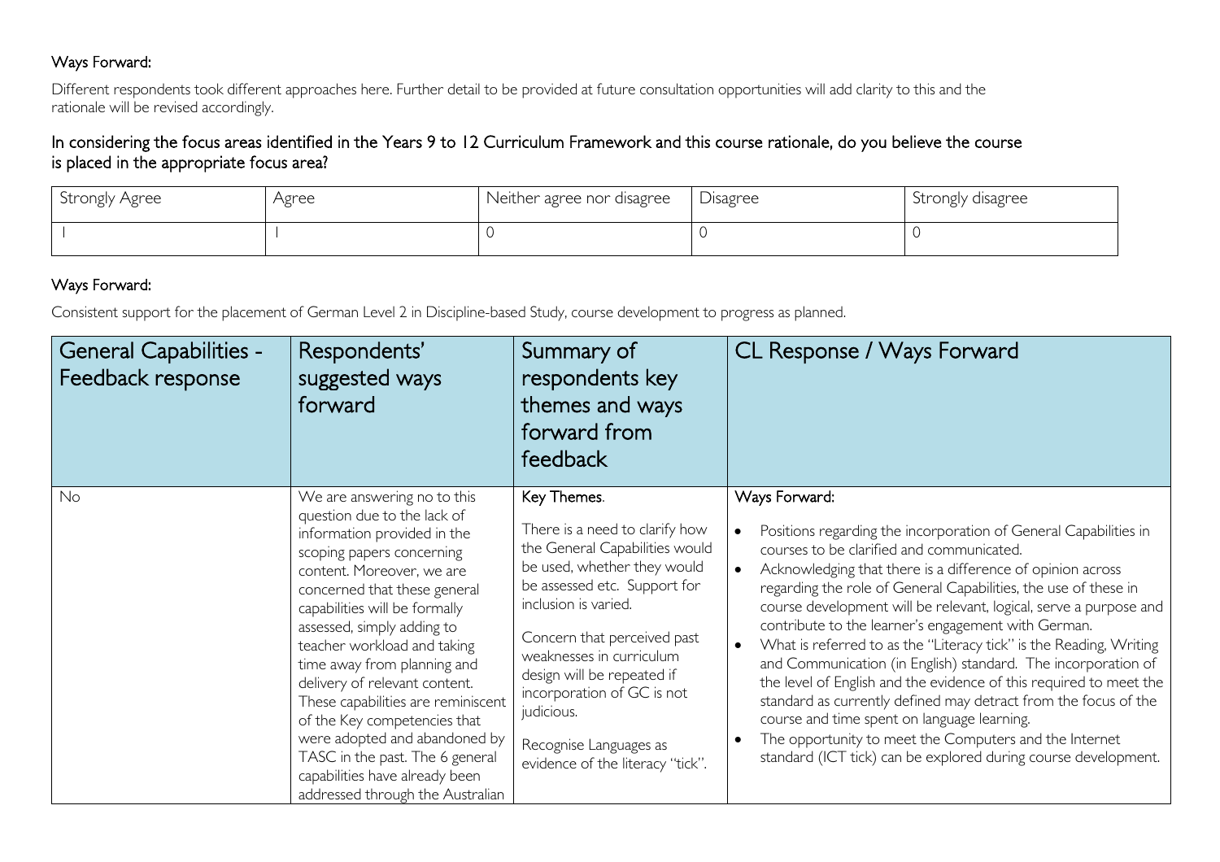Ways Forward:

Different respondents took different approaches here. Further detail to be provided at future consultation opportunities will add clarity to this and the rationale will be revised accordingly.

In considering the focus areas identified in the Years 9 to 12 Curriculum Framework and this course rationale, do you believe the course is placed in the appropriate focus area?

| Strongly Agree | Agree | Neither agree nor disagree | Disagree | Strongly disagree |
|---|---|---|---|---|
| 1 | 1 | 0 | 0 | 0 |

Ways Forward:

Consistent support for the placement of German Level 2 in Discipline-based Study, course development to progress as planned.

| General Capabilities - Feedback response | Respondents' suggested ways forward | Summary of respondents key themes and ways forward from feedback | CL Response / Ways Forward |
|---|---|---|---|
| No | We are answering no to this question due to the lack of information provided in the scoping papers concerning content. Moreover, we are concerned that these general capabilities will be formally assessed, simply adding to teacher workload and taking time away from planning and delivery of relevant content. These capabilities are reminiscent of the Key competencies that were adopted and abandoned by TASC in the past. The 6 general capabilities have already been addressed through the Australian | Key Themes.<br><br>There is a need to clarify how the General Capabilities would be used, whether they would be assessed etc. Support for inclusion is varied.<br><br>Concern that perceived past weaknesses in curriculum design will be repeated if incorporation of GC is not judicious.<br><br>Recognise Languages as evidence of the literacy "tick". | Ways Forward:<br><br>• Positions regarding the incorporation of General Capabilities in courses to be clarified and communicated.<br>• Acknowledging that there is a difference of opinion across regarding the role of General Capabilities, the use of these in course development will be relevant, logical, serve a purpose and contribute to the learner's engagement with German.<br>• What is referred to as the "Literacy tick" is the Reading, Writing and Communication (in English) standard. The incorporation of the level of English and the evidence of this required to meet the standard as currently defined may detract from the focus of the course and time spent on language learning.<br>• The opportunity to meet the Computers and the Internet standard (ICT tick) can be explored during course development. |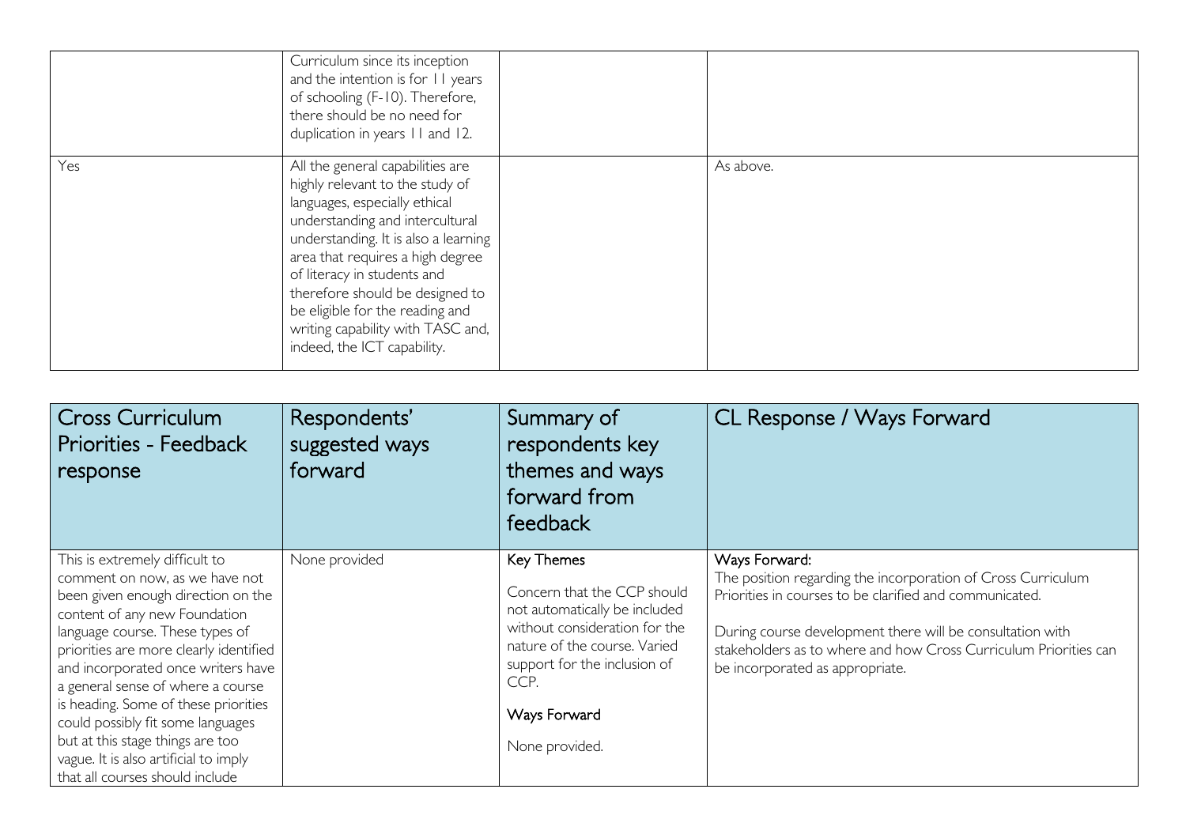| | | | |
|---|---|---|---|
| | Curriculum since its inception and the intention is for 11 years of schooling (F-10). Therefore, there should be no need for duplication in years 11 and 12. | | |
| Yes | All the general capabilities are highly relevant to the study of languages, especially ethical understanding and intercultural understanding. It is also a learning area that requires a high degree of literacy in students and therefore should be designed to be eligible for the reading and writing capability with TASC and, indeed, the ICT capability. | | As above. |

| Cross Curriculum Priorities - Feedback response | Respondents' suggested ways forward | Summary of respondents key themes and ways forward from feedback | CL Response / Ways Forward |
|---|---|---|---|
| This is extremely difficult to comment on now, as we have not been given enough direction on the content of any new Foundation language course. These types of priorities are more clearly identified and incorporated once writers have a general sense of where a course is heading. Some of these priorities could possibly fit some languages but at this stage things are too vague. It is also artificial to imply that all courses should include | None provided | Key Themes<br><br>Concern that the CCP should not automatically be included without consideration for the nature of the course. Varied support for the inclusion of CCP.<br><br>Ways Forward<br><br>None provided. | Ways Forward:<br>The position regarding the incorporation of Cross Curriculum Priorities in courses to be clarified and communicated.<br><br>During course development there will be consultation with stakeholders as to where and how Cross Curriculum Priorities can be incorporated as appropriate. |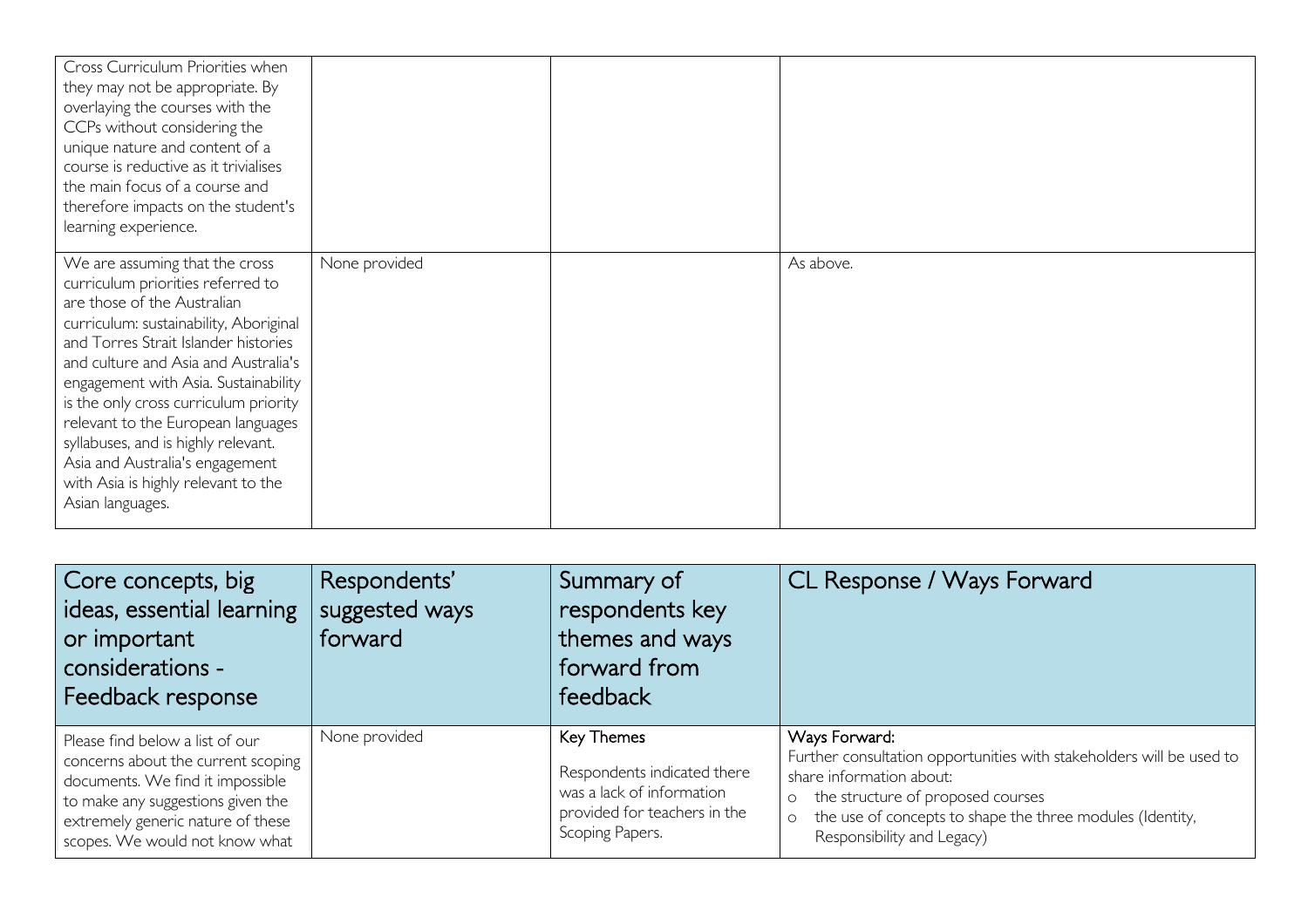| | | | |
|---|---|---|---|
| Cross Curriculum Priorities when they may not be appropriate. By overlaying the courses with the CCPs without considering the unique nature and content of a course is reductive as it trivialises the main focus of a course and therefore impacts on the student's learning experience. | | | |
| We are assuming that the cross curriculum priorities referred to are those of the Australian curriculum: sustainability, Aboriginal and Torres Strait Islander histories and culture and Asia and Australia's engagement with Asia. Sustainability is the only cross curriculum priority relevant to the European languages syllabuses, and is highly relevant. Asia and Australia's engagement with Asia is highly relevant to the Asian languages. | None provided | | As above. |

| Core concepts, big ideas, essential learning or important considerations - Feedback response | Respondents' suggested ways forward | Summary of respondents key themes and ways forward from feedback | CL Response / Ways Forward |
|---|---|---|---|
| Please find below a list of our concerns about the current scoping documents. We find it impossible to make any suggestions given the extremely generic nature of these scopes. We would not know what | None provided | Key Themes<br><br>Respondents indicated there was a lack of information provided for teachers in the Scoping Papers. | Ways Forward:<br>Further consultation opportunities with stakeholders will be used to share information about:<br>o the structure of proposed courses<br>o the use of concepts to shape the three modules (Identity, Responsibility and Legacy) |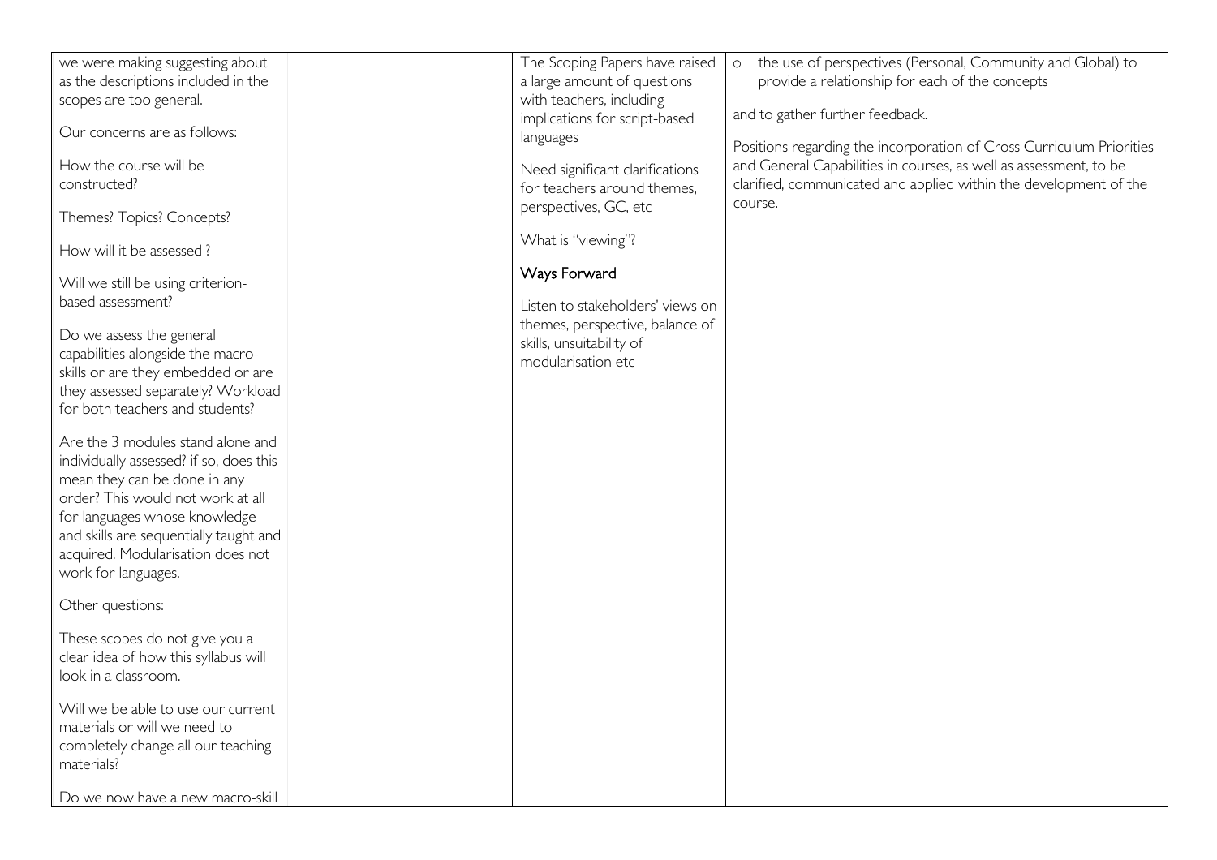| | | | |
|---|---|---|---|
| we were making suggesting about as the descriptions included in the scopes are too general.<br><br>Our concerns are as follows:<br><br>How the course will be constructed?<br><br>Themes? Topics? Concepts?<br><br>How will it be assessed ?<br><br>Will we still be using criterion-based assessment?<br><br>Do we assess the general capabilities alongside the macro-skills or are they embedded or are they assessed separately? Workload for both teachers and students?<br><br>Are the 3 modules stand alone and individually assessed? if so, does this mean they can be done in any order? This would not work at all for languages whose knowledge and skills are sequentially taught and acquired. Modularisation does not work for languages.<br><br>Other questions:<br><br>These scopes do not give you a clear idea of how this syllabus will look in a classroom.<br><br>Will we be able to use our current materials or will we need to completely change all our teaching materials?<br><br>Do we now have a new macro-skill | | The Scoping Papers have raised a large amount of questions with teachers, including implications for script-based languages<br><br>Need significant clarifications for teachers around themes, perspectives, GC, etc<br><br>What is "viewing"?<br><br>**Ways Forward**<br><br>Listen to stakeholders' views on themes, perspective, balance of skills, unsuitability of modularisation etc | o the use of perspectives (Personal, Community and Global) to provide a relationship for each of the concepts<br><br>and to gather further feedback.<br><br>Positions regarding the incorporation of Cross Curriculum Priorities and General Capabilities in courses, as well as assessment, to be clarified, communicated and applied within the development of the course. |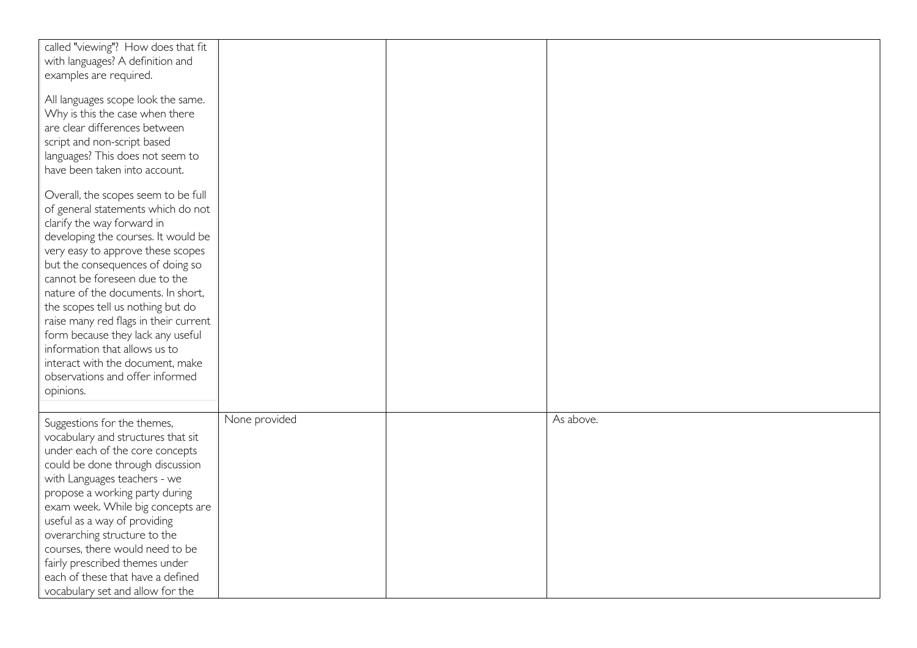| | | | |
|---|---|---|---|
| called "viewing"? How does that fit with languages? A definition and examples are required.<br><br>All languages scope look the same. Why is this the case when there are clear differences between script and non-script based languages? This does not seem to have been taken into account.<br><br>Overall, the scopes seem to be full of general statements which do not clarify the way forward in developing the courses. It would be very easy to approve these scopes but the consequences of doing so cannot be foreseen due to the nature of the documents. In short, the scopes tell us nothing but do raise many red flags in their current form because they lack any useful information that allows us to interact with the document, make observations and offer informed opinions. | | | |
| Suggestions for the themes, vocabulary and structures that sit under each of the core concepts could be done through discussion with Languages teachers - we propose a working party during exam week. While big concepts are useful as a way of providing overarching structure to the courses, there would need to be fairly prescribed themes under each of these that have a defined vocabulary set and allow for the | None provided | | As above. |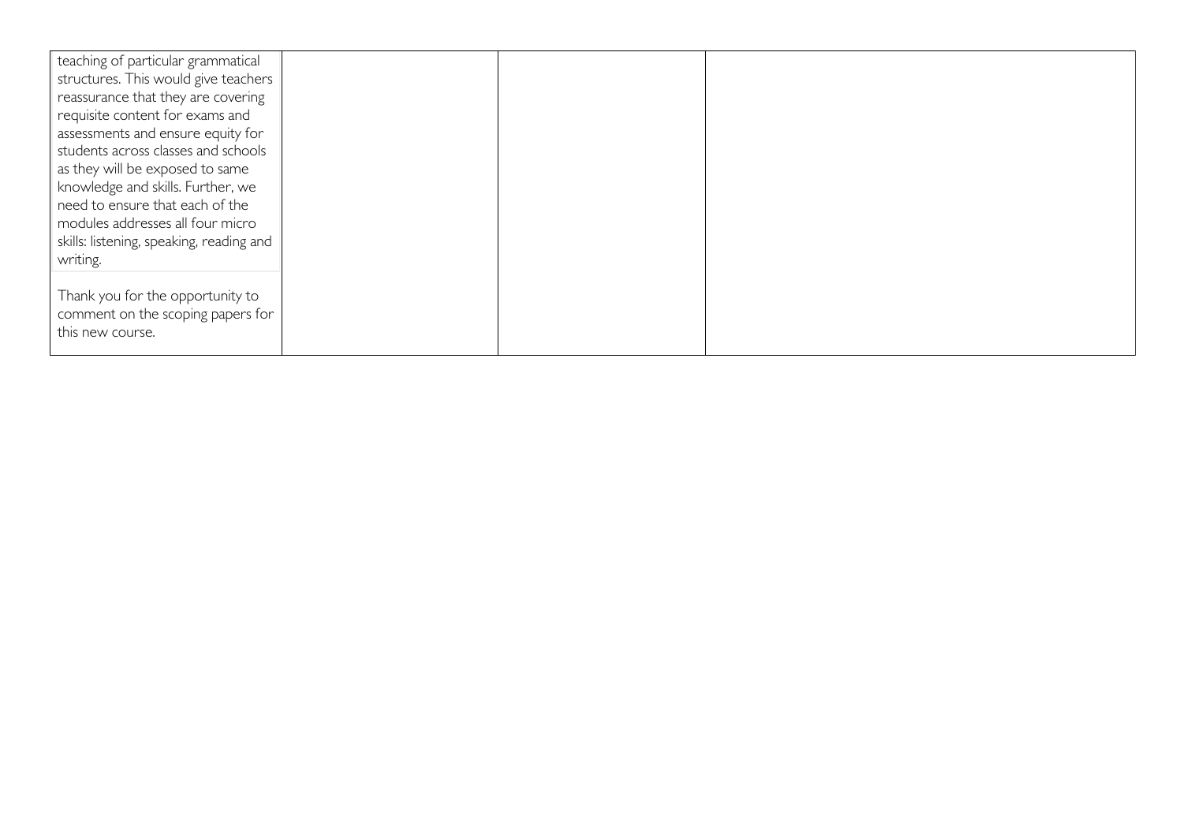| | | | |
|---|---|---|---|
| teaching of particular grammatical structures. This would give teachers reassurance that they are covering requisite content for exams and assessments and ensure equity for students across classes and schools as they will be exposed to same knowledge and skills. Further, we need to ensure that each of the modules addresses all four micro skills: listening, speaking, reading and writing.<br><br>Thank you for the opportunity to comment on the scoping papers for this new course. | | | |